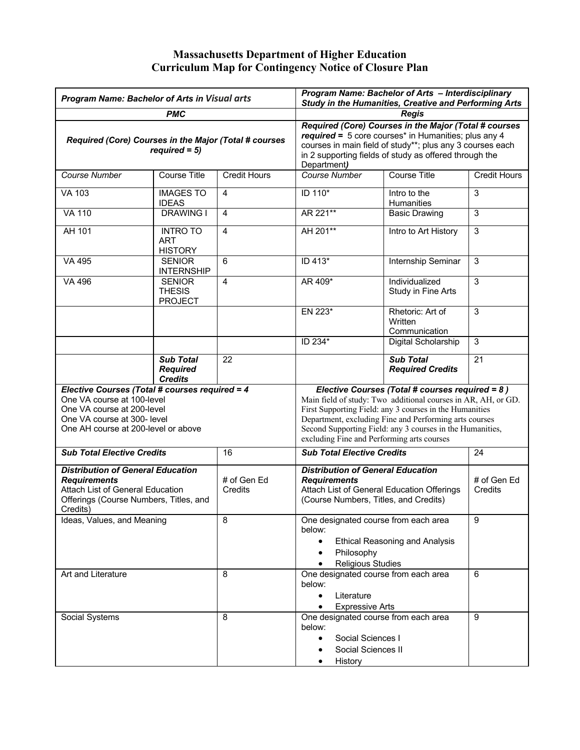# Massachusetts Department of Higher Education
## Curriculum Map for Contingency Notice of Closure Plan

| ***Program Name: Bachelor of Arts in Visual arts*** | | | ***Program Name: Bachelor of Arts – Interdisciplinary Study in the Humanities, Creative and Performing Arts*** | | |
|---|---|---|---|---|---|
| ***PMC*** | | | ***Regis*** | | |
| ***Required (Core) Courses in the Major (Total # courses required = 5)*** | | | ***Required (Core) Courses in the Major (Total # courses required =*** 5 core courses* in Humanities; plus any 4 courses in main field of study**; plus any 3 courses each in 2 supporting fields of study as offered through the Department***)*** | | |
| *Course Number* | Course Title | Credit Hours | *Course Number* | Course Title | Credit Hours |
| VA 103 | IMAGES TO IDEAS | 4 | ID 110* | Intro to the Humanities | 3 |
| VA 110 | DRAWING I | 4 | AR 221** | Basic Drawing | 3 |
| AH 101 | INTRO TO ART HISTORY | 4 | AH 201** | Intro to Art History | 3 |
| VA 495 | SENIOR INTERNSHIP | 6 | ID 413* | Internship Seminar | 3 |
| VA 496 | SENIOR THESIS PROJECT | 4 | AR 409* | Individualized Study in Fine Arts | 3 |
| | | | EN 223* | Rhetoric: Art of Written Communication | 3 |
| | | | ID 234* | Digital Scholarship | 3 |
| | ***Sub Total Required Credits*** | 22 | | ***Sub Total Required Credits*** | 21 |
| ***Elective Courses (Total # courses required = 4***<br>One VA course at 100-level<br>One VA course at 200-level<br>One VA course at 300- level<br>One AH course at 200-level or above | | | ***Elective Courses (Total # courses required = 8 )***<br>Main field of study: Two additional courses in AR, AH, or GD.<br>First Supporting Field: any 3 courses in the Humanities Department, excluding Fine and Performing arts courses<br>Second Supporting Field: any 3 courses in the Humanities, excluding Fine and Performing arts courses | | |
| ***Sub Total Elective Credits*** | | 16 | ***Sub Total Elective Credits*** | | 24 |
| ***Distribution of General Education Requirements***<br>Attach List of General Education Offerings (Course Numbers, Titles, and Credits) | | # of Gen Ed Credits | ***Distribution of General Education Requirements***<br>Attach List of General Education Offerings (Course Numbers, Titles, and Credits) | | # of Gen Ed Credits |
| Ideas, Values, and Meaning | | 8 | One designated course from each area below:<br>• Ethical Reasoning and Analysis<br>• Philosophy<br>• Religious Studies | | 9 |
| Art and Literature | | 8 | One designated course from each area below:<br>• Literature<br>• Expressive Arts | | 6 |
| Social Systems | | 8 | One designated course from each area below:<br>• Social Sciences I<br>• Social Sciences II<br>• History | | 9 |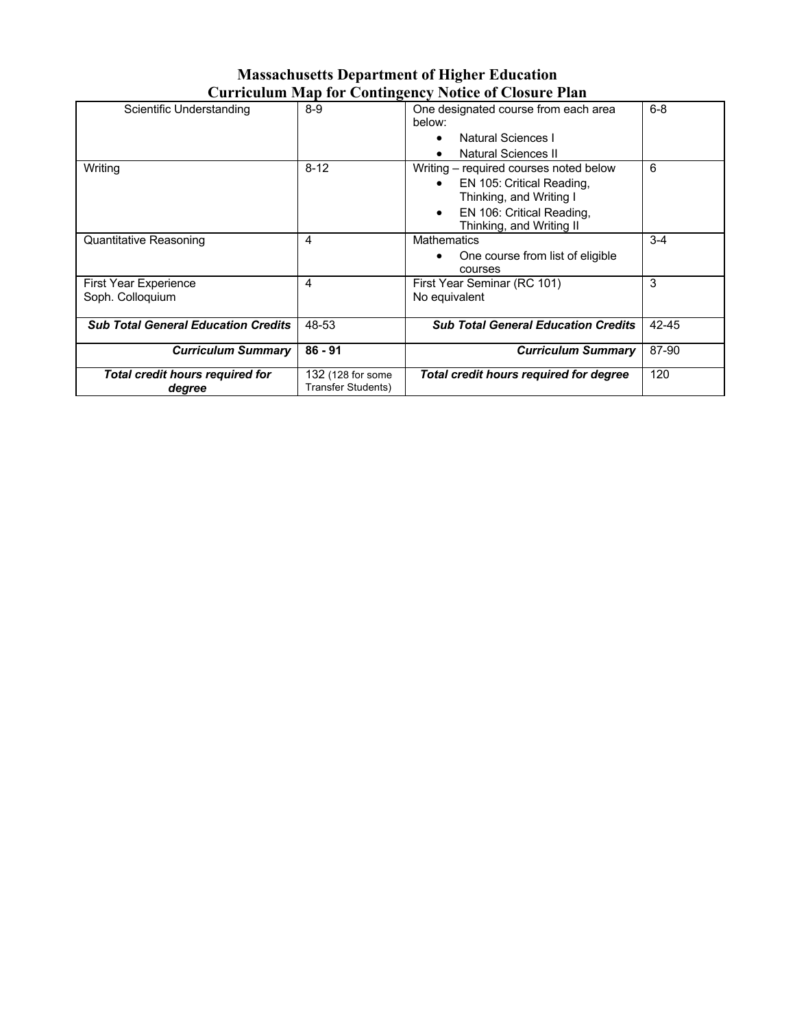# Massachusetts Department of Higher Education
## Curriculum Map for Contingency Notice of Closure Plan

| | | | |
|---|---|---|---|
| Scientific Understanding | 8-9 | One designated course from each area below:<br>• Natural Sciences I<br>• Natural Sciences II | 6-8 |
| Writing | 8-12 | Writing – required courses noted below<br>• EN 105: Critical Reading, Thinking, and Writing I<br>• EN 106: Critical Reading, Thinking, and Writing II | 6 |
| Quantitative Reasoning | 4 | Mathematics<br>• One course from list of eligible courses | 3-4 |
| First Year Experience<br>Soph. Colloquium | 4 | First Year Seminar (RC 101)<br>No equivalent | 3 |
| ***Sub Total General Education Credits*** | 48-53 | ***Sub Total General Education Credits*** | 42-45 |
| ***Curriculum Summary*** | **86 - 91** | ***Curriculum Summary*** | 87-90 |
| ***Total credit hours required for degree*** | 132 (128 for some Transfer Students) | ***Total credit hours required for degree*** | 120 |